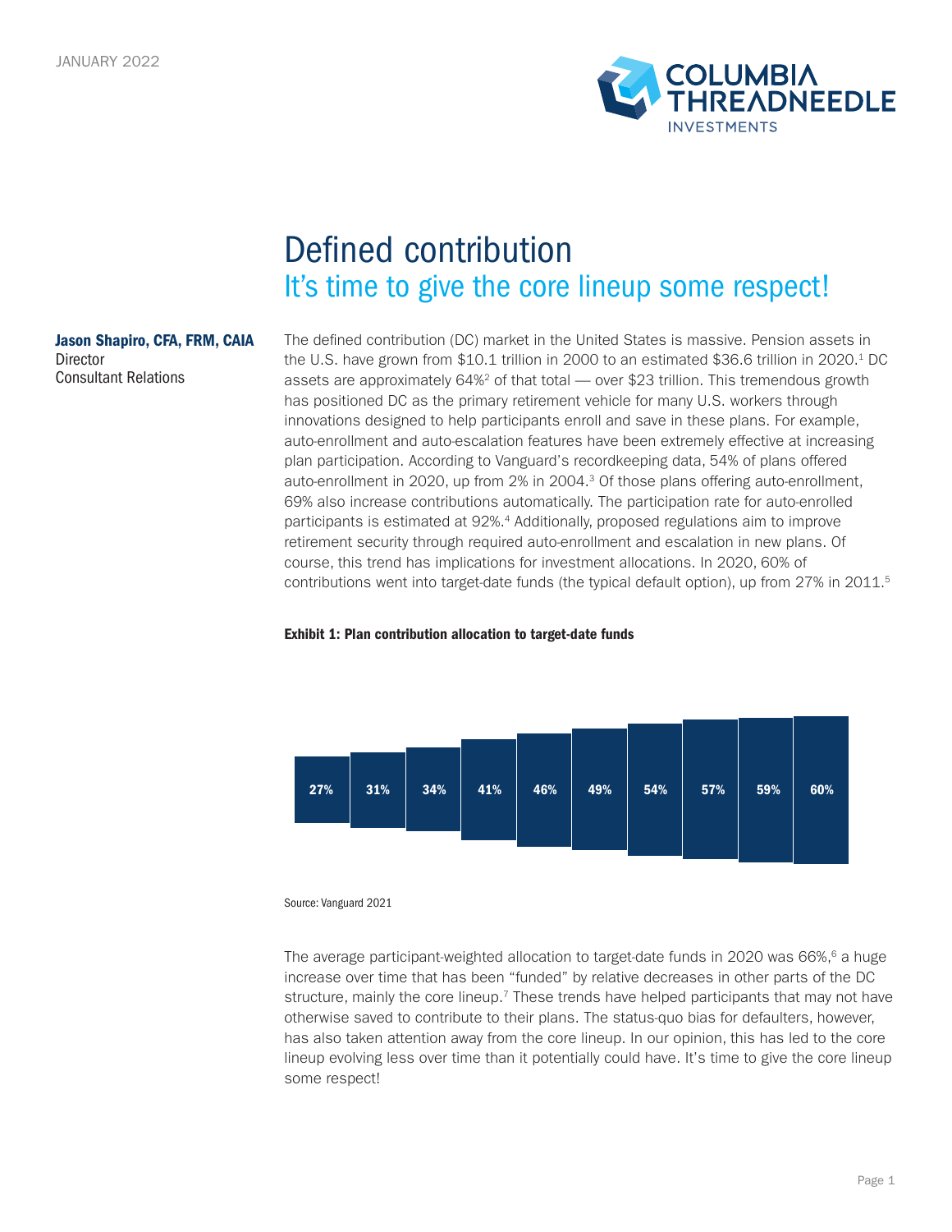JANUARY 2022

# Defined contribution
## It's time to give the core lineup some respect!

**Jason Shapiro, CFA, FRM, CAIA**
Director
Consultant Relations

The defined contribution (DC) market in the United States is massive. Pension assets in the U.S. have grown from $10.1 trillion in 2000 to an estimated $36.6 trillion in 2020.[1] DC assets are approximately 64%[2] of that total — over $23 trillion. This tremendous growth has positioned DC as the primary retirement vehicle for many U.S. workers through innovations designed to help participants enroll and save in these plans. For example, auto-enrollment and auto-escalation features have been extremely effective at increasing plan participation. According to Vanguard's recordkeeping data, 54% of plans offered auto-enrollment in 2020, up from 2% in 2004.[3] Of those plans offering auto-enrollment, 69% also increase contributions automatically. The participation rate for auto-enrolled participants is estimated at 92%.[4] Additionally, proposed regulations aim to improve retirement security through required auto-enrollment and escalation in new plans. Of course, this trend has implications for investment allocations. In 2020, 60% of contributions went into target-date funds (the typical default option), up from 27% in 2011.[5]

**Exhibit 1: Plan contribution allocation to target-date funds**

| 27% | 31% | 34% | 41% | 46% | 49% | 54% | 57% | 59% | 60% |
|---|---|---|---|---|---|---|---|---|---|

Source: Vanguard 2021

The average participant-weighted allocation to target-date funds in 2020 was 66%,[6] a huge increase over time that has been "funded" by relative decreases in other parts of the DC structure, mainly the core lineup.[7] These trends have helped participants that may not have otherwise saved to contribute to their plans. The status-quo bias for defaulters, however, has also taken attention away from the core lineup. In our opinion, this has led to the core lineup evolving less over time than it potentially could have. It's time to give the core lineup some respect!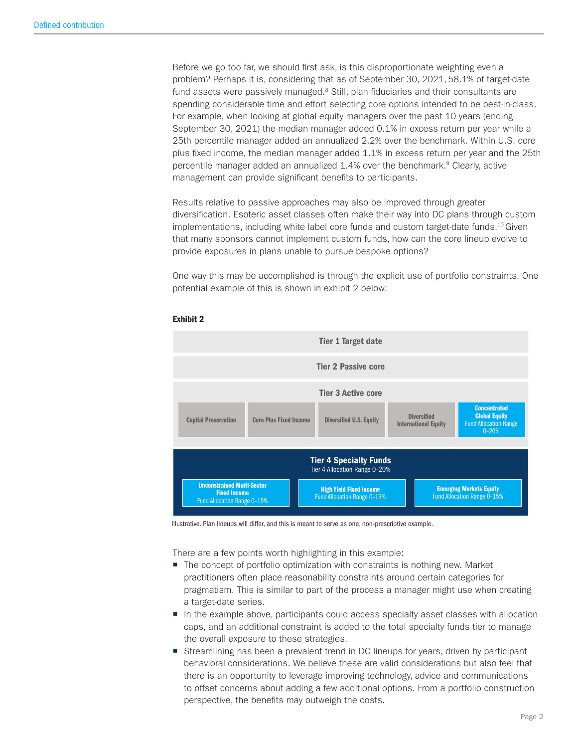Before we go too far, we should first ask, is this disproportionate weighting even a problem? Perhaps it is, considering that as of September 30, 2021, 58.1% of target-date fund assets were passively managed.[8] Still, plan fiduciaries and their consultants are spending considerable time and effort selecting core options intended to be best-in-class. For example, when looking at global equity managers over the past 10 years (ending September 30, 2021) the median manager added 0.1% in excess return per year while a 25th percentile manager added an annualized 2.2% over the benchmark. Within U.S. core plus fixed income, the median manager added 1.1% in excess return per year and the 25th percentile manager added an annualized 1.4% over the benchmark.[9] Clearly, active management can provide significant benefits to participants.

Results relative to passive approaches may also be improved through greater diversification. Esoteric asset classes often make their way into DC plans through custom implementations, including white label core funds and custom target-date funds.[10] Given that many sponsors cannot implement custom funds, how can the core lineup evolve to provide exposures in plans unable to pursue bespoke options?

One way this may be accomplished is through the explicit use of portfolio constraints. One potential example of this is shown in exhibit 2 below:

**Exhibit 2**

**Tier 1 Target date**

**Tier 2 Passive core**

**Tier 3 Active core**

| Capital Preservation | Core Plus Fixed Income | Diversified U.S. Equity | Diversified International Equity | Concentrated Global Equity Fund Allocation Range 0–20% |
|---|---|---|---|---|

**Tier 4 Specialty Funds**
Tier 4 Allocation Range 0–20%

| Unconstrained Multi-Sector Fixed Income Fund Allocation Range 0–15% | High Yield Fixed Income Fund Allocation Range 0–15% | Emerging Markets Equity Fund Allocation Range 0–15% |
|---|---|---|

Illustrative. Plan lineups will differ, and this is meant to serve as one, non-prescriptive example.

There are a few points worth highlighting in this example:

- The concept of portfolio optimization with constraints is nothing new. Market practitioners often place reasonability constraints around certain categories for pragmatism. This is similar to part of the process a manager might use when creating a target-date series.
- In the example above, participants could access specialty asset classes with allocation caps, and an additional constraint is added to the total specialty funds tier to manage the overall exposure to these strategies.
- Streamlining has been a prevalent trend in DC lineups for years, driven by participant behavioral considerations. We believe these are valid considerations but also feel that there is an opportunity to leverage improving technology, advice and communications to offset concerns about adding a few additional options. From a portfolio construction perspective, the benefits may outweigh the costs.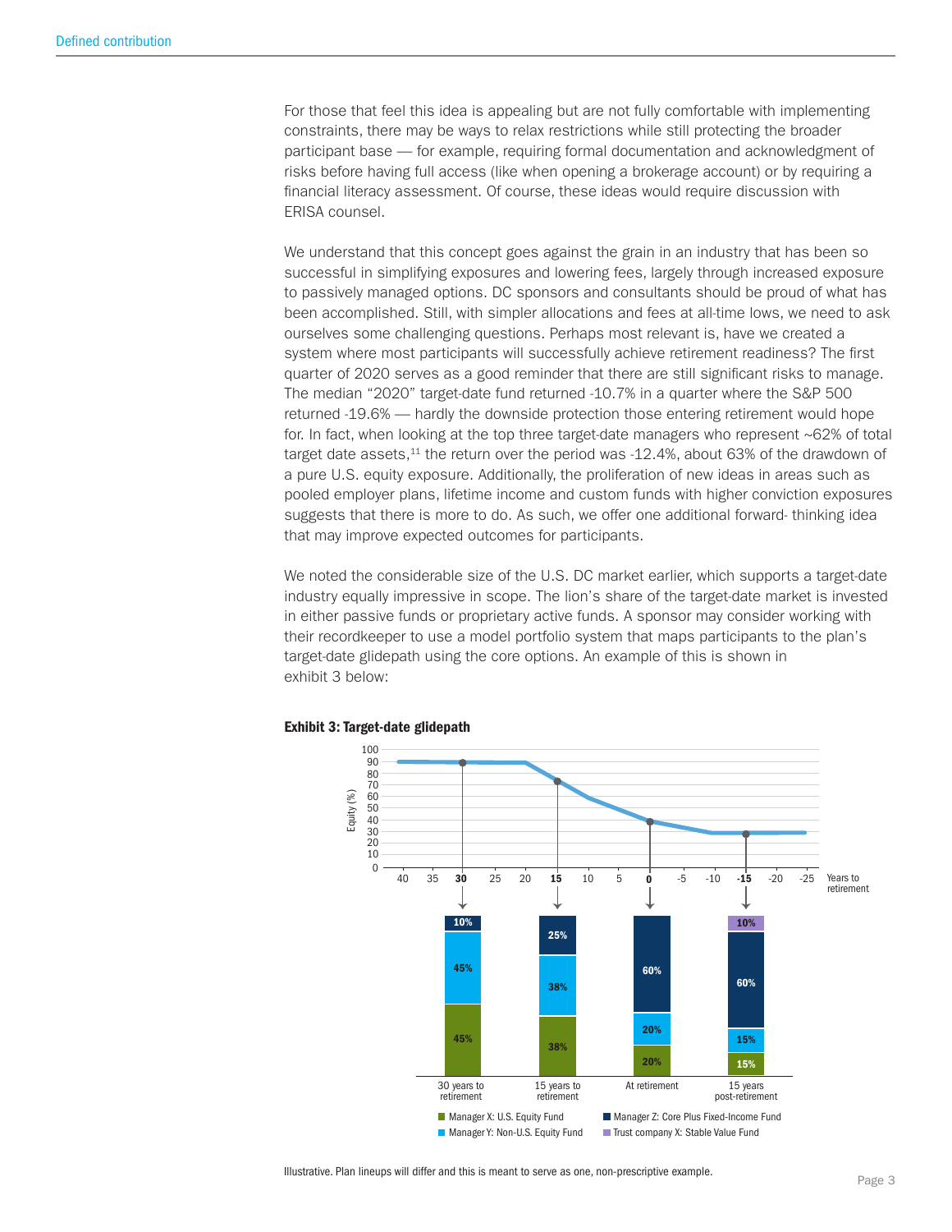For those that feel this idea is appealing but are not fully comfortable with implementing constraints, there may be ways to relax restrictions while still protecting the broader participant base — for example, requiring formal documentation and acknowledgment of risks before having full access (like when opening a brokerage account) or by requiring a financial literacy assessment. Of course, these ideas would require discussion with ERISA counsel.

We understand that this concept goes against the grain in an industry that has been so successful in simplifying exposures and lowering fees, largely through increased exposure to passively managed options. DC sponsors and consultants should be proud of what has been accomplished. Still, with simpler allocations and fees at all-time lows, we need to ask ourselves some challenging questions. Perhaps most relevant is, have we created a system where most participants will successfully achieve retirement readiness? The first quarter of 2020 serves as a good reminder that there are still significant risks to manage. The median "2020" target-date fund returned -10.7% in a quarter where the S&P 500 returned -19.6% — hardly the downside protection those entering retirement would hope for. In fact, when looking at the top three target-date managers who represent ~62% of total target date assets,[11] the return over the period was -12.4%, about 63% of the drawdown of a pure U.S. equity exposure. Additionally, the proliferation of new ideas in areas such as pooled employer plans, lifetime income and custom funds with higher conviction exposures suggests that there is more to do. As such, we offer one additional forward- thinking idea that may improve expected outcomes for participants.

We noted the considerable size of the U.S. DC market earlier, which supports a target-date industry equally impressive in scope. The lion's share of the target-date market is invested in either passive funds or proprietary active funds. A sponsor may consider working with their recordkeeper to use a model portfolio system that maps participants to the plan's target-date glidepath using the core options. An example of this is shown in exhibit 3 below:

**Exhibit 3: Target-date glidepath**

| | 30 years to retirement | 15 years to retirement | At retirement | 15 years post-retirement |
|---|---|---|---|---|
| Manager X: U.S. Equity Fund | 45% | 38% | 20% | 15% |
| Manager Y: Non-U.S. Equity Fund | 45% | 38% | 20% | 15% |
| Manager Z: Core Plus Fixed-Income Fund | 10% | 25% | 60% | 60% |
| Trust company X: Stable Value Fund | | | | 10% |

Illustrative. Plan lineups will differ and this is meant to serve as one, non-prescriptive example.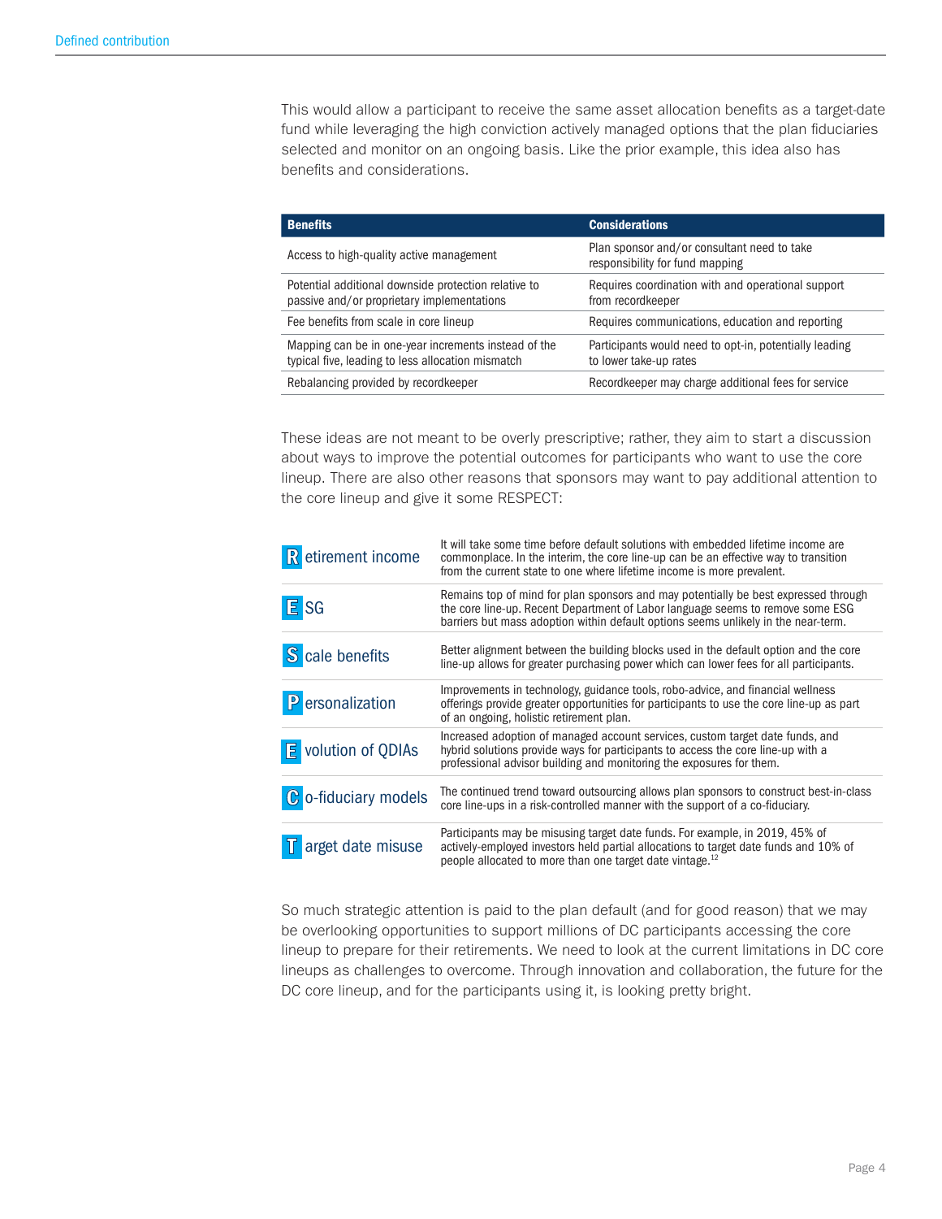This would allow a participant to receive the same asset allocation benefits as a target-date fund while leveraging the high conviction actively managed options that the plan fiduciaries selected and monitor on an ongoing basis. Like the prior example, this idea also has benefits and considerations.

| Benefits | Considerations |
|---|---|
| Access to high-quality active management | Plan sponsor and/or consultant need to take responsibility for fund mapping |
| Potential additional downside protection relative to passive and/or proprietary implementations | Requires coordination with and operational support from recordkeeper |
| Fee benefits from scale in core lineup | Requires communications, education and reporting |
| Mapping can be in one-year increments instead of the typical five, leading to less allocation mismatch | Participants would need to opt-in, potentially leading to lower take-up rates |
| Rebalancing provided by recordkeeper | Recordkeeper may charge additional fees for service |

These ideas are not meant to be overly prescriptive; rather, they aim to start a discussion about ways to improve the potential outcomes for participants who want to use the core lineup. There are also other reasons that sponsors may want to pay additional attention to the core lineup and give it some RESPECT:

| | |
|---|---|
| **R**etirement income | It will take some time before default solutions with embedded lifetime income are commonplace. In the interim, the core line-up can be an effective way to transition from the current state to one where lifetime income is more prevalent. |
| **E**SG | Remains top of mind for plan sponsors and may potentially be best expressed through the core line-up. Recent Department of Labor language seems to remove some ESG barriers but mass adoption within default options seems unlikely in the near-term. |
| **S**cale benefits | Better alignment between the building blocks used in the default option and the core line-up allows for greater purchasing power which can lower fees for all participants. |
| **P**ersonalization | Improvements in technology, guidance tools, robo-advice, and financial wellness offerings provide greater opportunities for participants to use the core line-up as part of an ongoing, holistic retirement plan. |
| **E**volution of QDIAs | Increased adoption of managed account services, custom target date funds, and hybrid solutions provide ways for participants to access the core line-up with a professional advisor building and monitoring the exposures for them. |
| **C**o-fiduciary models | The continued trend toward outsourcing allows plan sponsors to construct best-in-class core line-ups in a risk-controlled manner with the support of a co-fiduciary. |
| **T**arget date misuse | Participants may be misusing target date funds. For example, in 2019, 45% of actively-employed investors held partial allocations to target date funds and 10% of people allocated to more than one target date vintage.[12] |

So much strategic attention is paid to the plan default (and for good reason) that we may be overlooking opportunities to support millions of DC participants accessing the core lineup to prepare for their retirements. We need to look at the current limitations in DC core lineups as challenges to overcome. Through innovation and collaboration, the future for the DC core lineup, and for the participants using it, is looking pretty bright.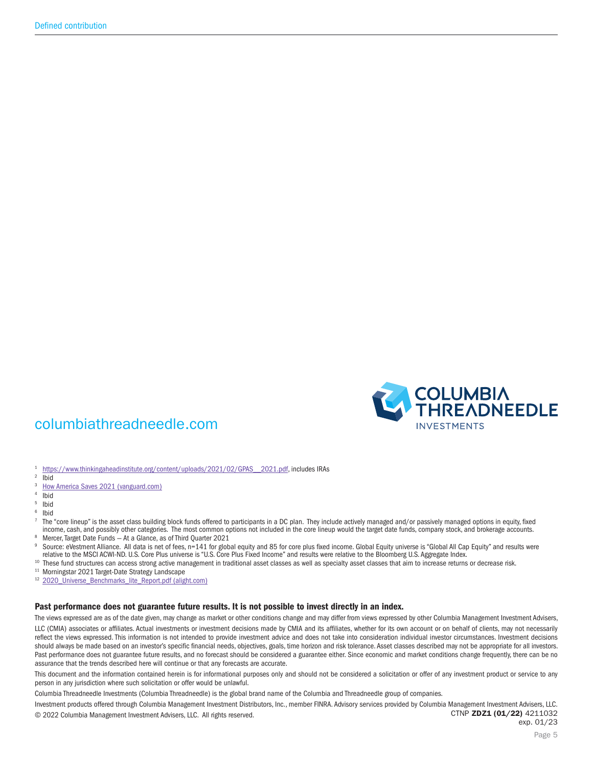columbiathreadneedle.com

COLUMBIA THREADNEEDLE INVESTMENTS

[1] https://www.thinkingaheadinstitute.org/content/uploads/2021/02/GPAS__2021.pdf, includes IRAs

[2] Ibid

[3] How America Saves 2021 (vanguard.com)

[4] Ibid

[5] Ibid

[6] Ibid

[7] The "core lineup" is the asset class building block funds offered to participants in a DC plan. They include actively managed and/or passively managed options in equity, fixed income, cash, and possibly other categories. The most common options not included in the core lineup would the target date funds, company stock, and brokerage accounts.

[8] Mercer, Target Date Funds – At a Glance, as of Third Quarter 2021

[9] Source: eVestment Alliance. All data is net of fees, n=141 for global equity and 85 for core plus fixed income. Global Equity universe is "Global All Cap Equity" and results were relative to the MSCI ACWI-ND. U.S. Core Plus universe is "U.S. Core Plus Fixed Income" and results were relative to the Bloomberg U.S. Aggregate Index.

[10] These fund structures can access strong active management in traditional asset classes as well as specialty asset classes that aim to increase returns or decrease risk.

[11] Morningstar 2021 Target-Date Strategy Landscape

[12] 2020_Universe_Benchmarks_lite_Report.pdf (alight.com)

**Past performance does not guarantee future results. It is not possible to invest directly in an index.**

The views expressed are as of the date given, may change as market or other conditions change and may differ from views expressed by other Columbia Management Investment Advisers, LLC (CMIA) associates or affiliates. Actual investments or investment decisions made by CMIA and its affiliates, whether for its own account or on behalf of clients, may not necessarily reflect the views expressed. This information is not intended to provide investment advice and does not take into consideration individual investor circumstances. Investment decisions should always be made based on an investor's specific financial needs, objectives, goals, time horizon and risk tolerance. Asset classes described may not be appropriate for all investors. Past performance does not guarantee future results, and no forecast should be considered a guarantee either. Since economic and market conditions change frequently, there can be no assurance that the trends described here will continue or that any forecasts are accurate.

This document and the information contained herein is for informational purposes only and should not be considered a solicitation or offer of any investment product or service to any person in any jurisdiction where such solicitation or offer would be unlawful.

Columbia Threadneedle Investments (Columbia Threadneedle) is the global brand name of the Columbia and Threadneedle group of companies.

Investment products offered through Columbia Management Investment Distributors, Inc., member FINRA. Advisory services provided by Columbia Management Investment Advisers, LLC.

© 2022 Columbia Management Investment Advisers, LLC. All rights reserved.

CTNP **ZDZ1 (01/22)** 4211032
exp. 01/23